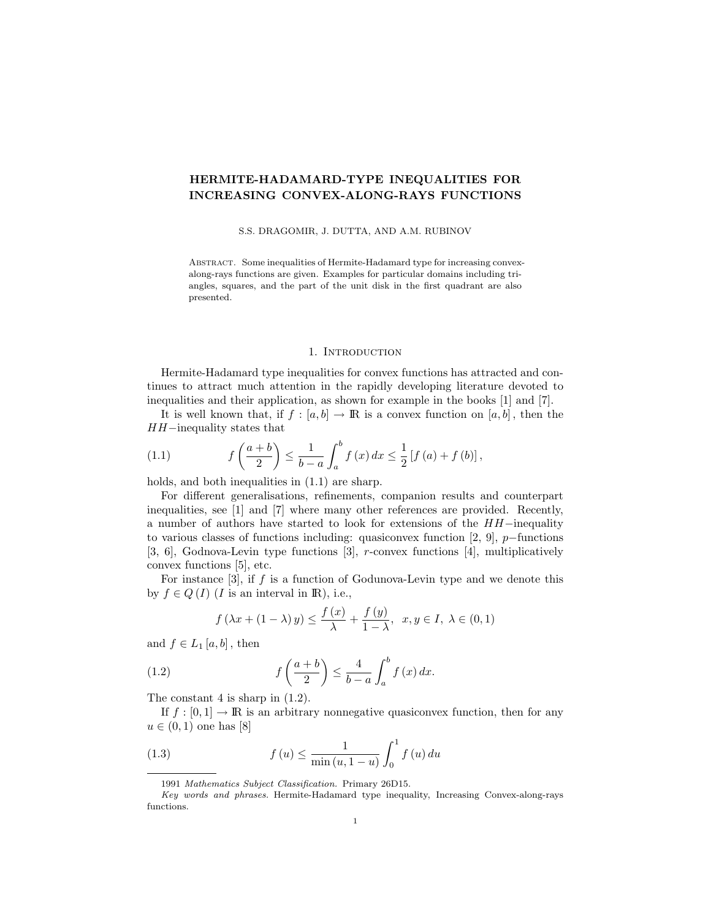# HERMITE-HADAMARD-TYPE INEQUALITIES FOR INCREASING CONVEX-ALONG-RAYS FUNCTIONS

S.S. DRAGOMIR, J. DUTTA, AND A.M. RUBINOV

Abstract. Some inequalities of Hermite-Hadamard type for increasing convex-along-rays functions are given. Examples for particular domains including triangles, squares, and the part of the unit disk in the first quadrant are also presented.

## 1. Introduction

Hermite-Hadamard type inequalities for convex functions has attracted and continues to attract much attention in the rapidly developing literature devoted to inequalities and their application, as shown for example in the books [1] and [7].

It is well known that, if $f : [a,b] \to \mathbb{R}$ is a convex function on $[a,b]$, then the $HH-$inequality states that

$$f\left(\frac{a+b}{2}\right) \leq \frac{1}{b-a}\int_a^b f(x)\,dx \leq \frac{1}{2}\left[f(a)+f(b)\right], \tag{1.1}$$

holds, and both inequalities in (1.1) are sharp.

For different generalisations, refinements, companion results and counterpart inequalities, see [1] and [7] where many other references are provided. Recently, a number of authors have started to look for extensions of the $HH-$inequality to various classes of functions including: quasiconvex function [2, 9], $p-$functions [3, 6], Godnova-Levin type functions [3], $r$-convex functions [4], multiplicatively convex functions [5], etc.

For instance [3], if $f$ is a function of Godunova-Levin type and we denote this by $f \in Q(I)$ ($I$ is an interval in $\mathbb{R}$), i.e.,

$$f(\lambda x + (1-\lambda)y) \leq \frac{f(x)}{\lambda} + \frac{f(y)}{1-\lambda}, \;\; x,y \in I, \; \lambda \in (0,1)$$

and $f \in L_1[a,b]$, then

$$f\left(\frac{a+b}{2}\right) \leq \frac{4}{b-a}\int_a^b f(x)\,dx. \tag{1.2}$$

The constant 4 is sharp in (1.2).

If $f : [0,1] \to \mathbb{R}$ is an arbitrary nonnegative quasiconvex function, then for any $u \in (0,1)$ one has [8]

$$f(u) \leq \frac{1}{\min(u, 1-u)}\int_0^1 f(u)\,du \tag{1.3}$$

1991 *Mathematics Subject Classification.* Primary 26D15.

*Key words and phrases.* Hermite-Hadamard type inequality, Increasing Convex-along-rays functions.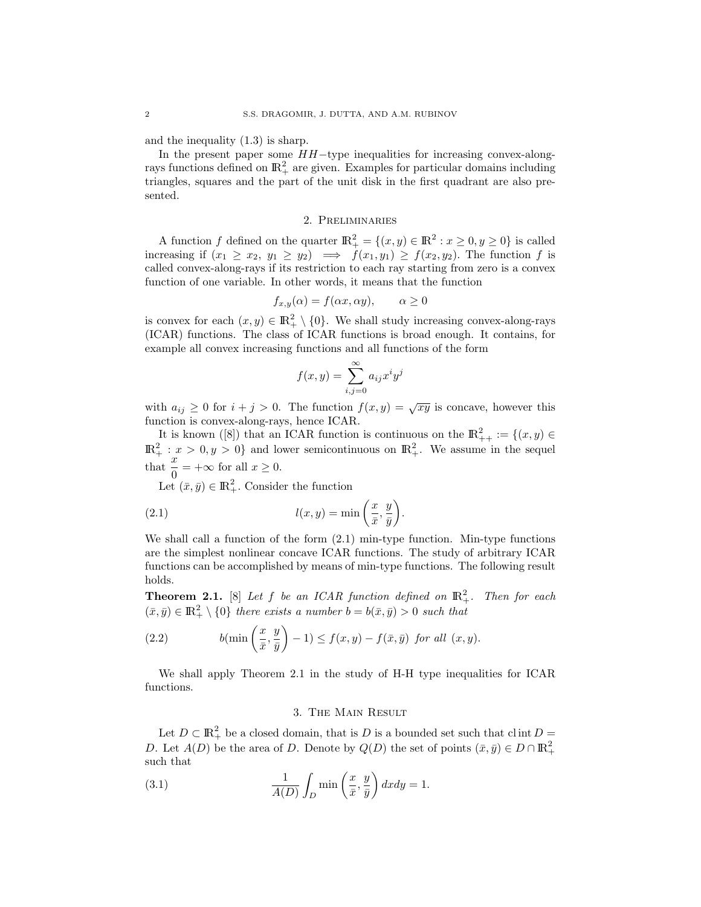and the inequality (1.3) is sharp.

In the present paper some $HH-$type inequalities for increasing convex-along-rays functions defined on $\mathbb{R}^2_+$ are given. Examples for particular domains including triangles, squares and the part of the unit disk in the first quadrant are also presented.

## 2. Preliminaries

A function $f$ defined on the quarter $\mathbb{R}^2_+ = \{(x,y) \in \mathbb{R}^2 : x \geq 0, y \geq 0\}$ is called increasing if $(x_1 \geq x_2,\ y_1 \geq y_2) \implies f(x_1, y_1) \geq f(x_2, y_2)$. The function $f$ is called convex-along-rays if its restriction to each ray starting from zero is a convex function of one variable. In other words, it means that the function

$$f_{x,y}(\alpha) = f(\alpha x, \alpha y), \qquad \alpha \geq 0$$

is convex for each $(x,y) \in \mathbb{R}^2_+ \setminus \{0\}$. We shall study increasing convex-along-rays (ICAR) functions. The class of ICAR functions is broad enough. It contains, for example all convex increasing functions and all functions of the form

$$f(x,y) = \sum_{i,j=0}^{\infty} a_{ij} x^i y^j$$

with $a_{ij} \geq 0$ for $i + j > 0$. The function $f(x,y) = \sqrt{xy}$ is concave, however this function is convex-along-rays, hence ICAR.

It is known ([8]) that an ICAR function is continuous on the $\mathbb{R}^2_{++} := \{(x,y) \in \mathbb{R}^2_+ : x > 0, y > 0\}$ and lower semicontinuous on $\mathbb{R}^2_+$. We assume in the sequel that $\dfrac{x}{0} = +\infty$ for all $x \geq 0$.

Let $(\bar{x}, \bar{y}) \in \mathbb{R}^2_+$. Consider the function

$$l(x,y) = \min\left(\frac{x}{\bar{x}}, \frac{y}{\bar{y}}\right). \tag{2.1}$$

We shall call a function of the form (2.1) min-type function. Min-type functions are the simplest nonlinear concave ICAR functions. The study of arbitrary ICAR functions can be accomplished by means of min-type functions. The following result holds.

**Theorem 2.1.** [8] *Let $f$ be an ICAR function defined on $\mathbb{R}^2_+$. Then for each $(\bar{x}, \bar{y}) \in \mathbb{R}^2_+ \setminus \{0\}$ there exists a number $b = b(\bar{x}, \bar{y}) > 0$ such that*

$$b(\min\left(\frac{x}{\bar{x}}, \frac{y}{\bar{y}}\right) - 1) \leq f(x,y) - f(\bar{x}, \bar{y}) \text{ for all } (x,y). \tag{2.2}$$

We shall apply Theorem 2.1 in the study of H-H type inequalities for ICAR functions.

## 3. The Main Result

Let $D \subset \mathbb{R}^2_+$ be a closed domain, that is $D$ is a bounded set such that $\operatorname{cl}\operatorname{int} D = D$. Let $A(D)$ be the area of $D$. Denote by $Q(D)$ the set of points $(\bar{x}, \bar{y}) \in D \cap \mathbb{R}^2_+$ such that

$$\frac{1}{A(D)} \int_D \min\left(\frac{x}{\bar{x}}, \frac{y}{\bar{y}}\right) dxdy = 1. \tag{3.1}$$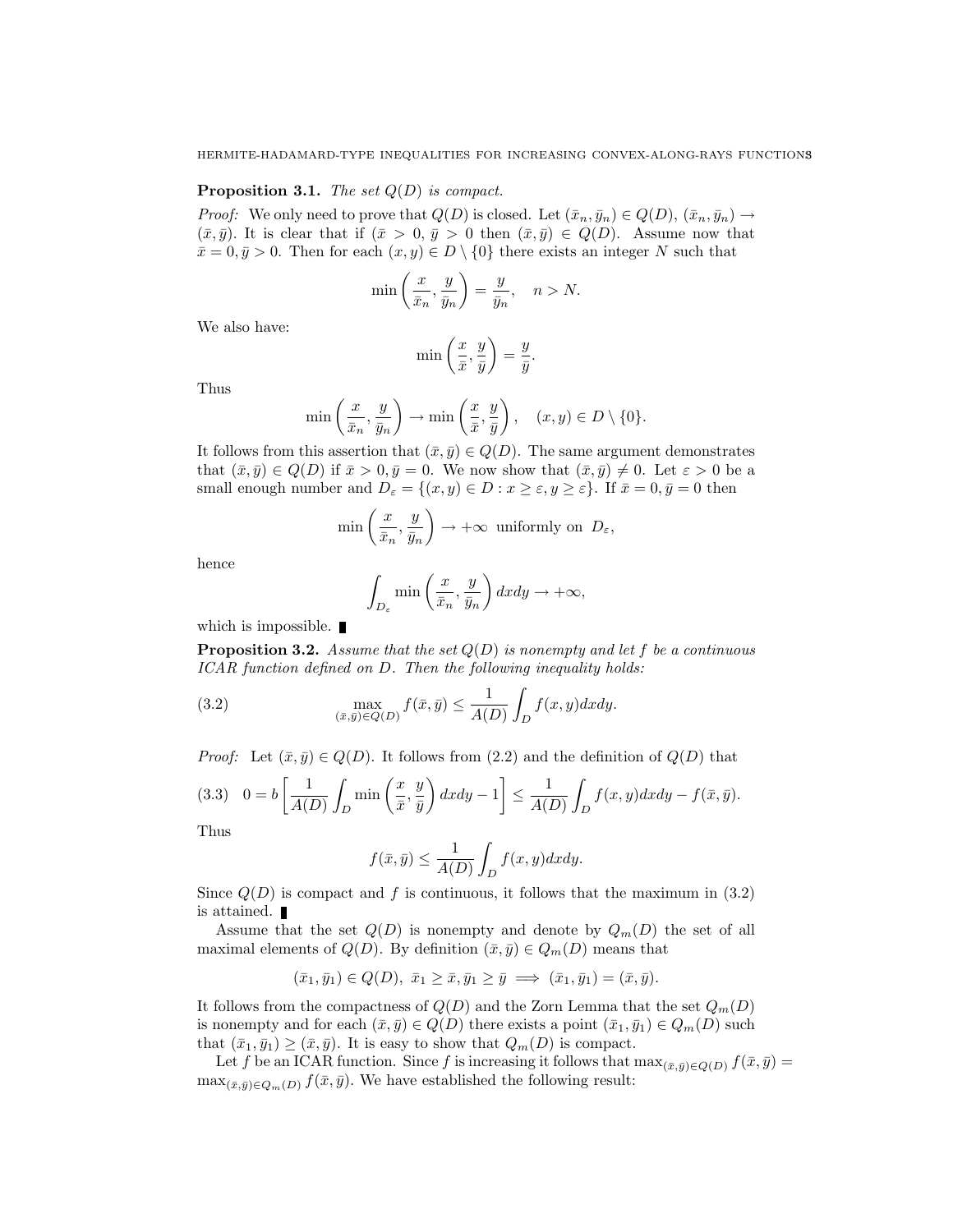**Proposition 3.1.** *The set $Q(D)$ is compact.*

*Proof:* We only need to prove that $Q(D)$ is closed. Let $(\bar{x}_n, \bar{y}_n) \in Q(D)$, $(\bar{x}_n, \bar{y}_n) \to (\bar{x}, \bar{y})$. It is clear that if $(\bar{x} > 0, \bar{y} > 0$ then $(\bar{x}, \bar{y}) \in Q(D)$. Assume now that $\bar{x} = 0, \bar{y} > 0$. Then for each $(x, y) \in D \setminus \{0\}$ there exists an integer $N$ such that

$$\min\left(\frac{x}{\bar{x}_n}, \frac{y}{\bar{y}_n}\right) = \frac{y}{\bar{y}_n}, \quad n > N.$$

We also have:

$$\min\left(\frac{x}{\bar{x}}, \frac{y}{\bar{y}}\right) = \frac{y}{\bar{y}}.$$

Thus

$$\min\left(\frac{x}{\bar{x}_n}, \frac{y}{\bar{y}_n}\right) \to \min\left(\frac{x}{\bar{x}}, \frac{y}{\bar{y}}\right), \quad (x, y) \in D \setminus \{0\}.$$

It follows from this assertion that $(\bar{x}, \bar{y}) \in Q(D)$. The same argument demonstrates that $(\bar{x}, \bar{y}) \in Q(D)$ if $\bar{x} > 0, \bar{y} = 0$. We now show that $(\bar{x}, \bar{y}) \neq 0$. Let $\varepsilon > 0$ be a small enough number and $D_\varepsilon = \{(x, y) \in D : x \geq \varepsilon, y \geq \varepsilon\}$. If $\bar{x} = 0, \bar{y} = 0$ then

$$\min\left(\frac{x}{\bar{x}_n}, \frac{y}{\bar{y}_n}\right) \to +\infty \text{ uniformly on } D_\varepsilon,$$

hence

$$\int_{D_\varepsilon} \min\left(\frac{x}{\bar{x}_n}, \frac{y}{\bar{y}_n}\right) dxdy \to +\infty,$$

which is impossible. ∎

**Proposition 3.2.** *Assume that the set $Q(D)$ is nonempty and let $f$ be a continuous ICAR function defined on $D$. Then the following inequality holds:*

$$\max_{(\bar{x}, \bar{y}) \in Q(D)} f(\bar{x}, \bar{y}) \leq \frac{1}{A(D)} \int_D f(x, y) dxdy. \tag{3.2}$$

*Proof:* Let $(\bar{x}, \bar{y}) \in Q(D)$. It follows from (2.2) and the definition of $Q(D)$ that

$$0 = b\left[\frac{1}{A(D)} \int_D \min\left(\frac{x}{\bar{x}}, \frac{y}{\bar{y}}\right) dxdy - 1\right] \leq \frac{1}{A(D)} \int_D f(x, y) dxdy - f(\bar{x}, \bar{y}). \tag{3.3}$$

Thus

$$f(\bar{x}, \bar{y}) \leq \frac{1}{A(D)} \int_D f(x, y) dxdy.$$

Since $Q(D)$ is compact and $f$ is continuous, it follows that the maximum in (3.2) is attained. ∎

Assume that the set $Q(D)$ is nonempty and denote by $Q_m(D)$ the set of all maximal elements of $Q(D)$. By definition $(\bar{x}, \bar{y}) \in Q_m(D)$ means that

$$(\bar{x}_1, \bar{y}_1) \in Q(D), \ \bar{x}_1 \geq \bar{x}, \bar{y}_1 \geq \bar{y} \implies (\bar{x}_1, \bar{y}_1) = (\bar{x}, \bar{y}).$$

It follows from the compactness of $Q(D)$ and the Zorn Lemma that the set $Q_m(D)$ is nonempty and for each $(\bar{x}, \bar{y}) \in Q(D)$ there exists a point $(\bar{x}_1, \bar{y}_1) \in Q_m(D)$ such that $(\bar{x}_1, \bar{y}_1) \geq (\bar{x}, \bar{y})$. It is easy to show that $Q_m(D)$ is compact.

Let $f$ be an ICAR function. Since $f$ is increasing it follows that $\max_{(\bar{x}, \bar{y}) \in Q(D)} f(\bar{x}, \bar{y}) = \max_{(\bar{x}, \bar{y}) \in Q_m(D)} f(\bar{x}, \bar{y})$. We have established the following result: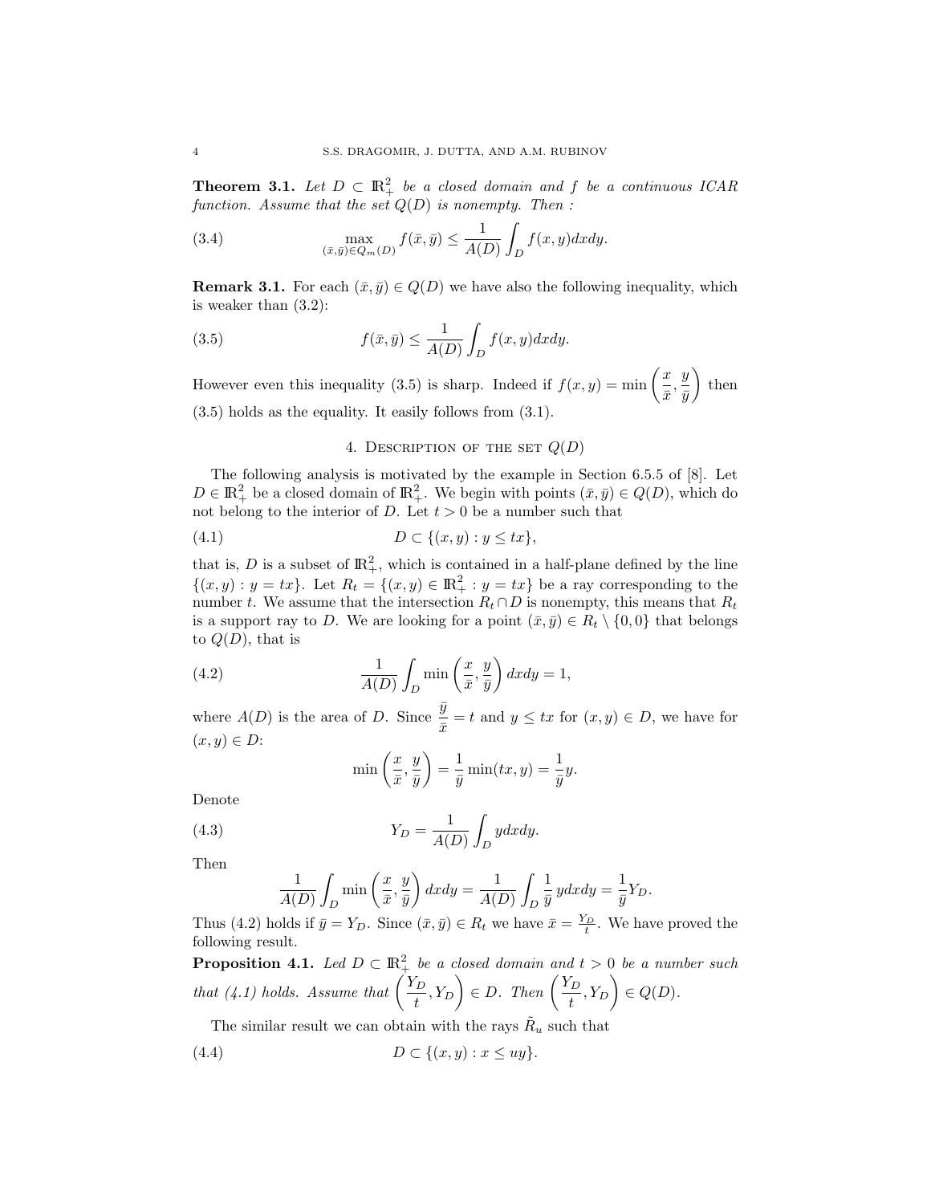**Theorem 3.1.** *Let $D \subset \mathbb{R}^2_+$ be a closed domain and $f$ be a continuous ICAR function. Assume that the set $Q(D)$ is nonempty. Then :*

$$\max_{(\bar{x},\bar{y})\in Q_m(D)} f(\bar{x},\bar{y}) \leq \frac{1}{A(D)} \int_D f(x,y)dxdy. \tag{3.4}$$

**Remark 3.1.** For each $(\bar{x},\bar{y}) \in Q(D)$ we have also the following inequality, which is weaker than (3.2):

$$f(\bar{x},\bar{y}) \leq \frac{1}{A(D)} \int_D f(x,y)dxdy. \tag{3.5}$$

However even this inequality (3.5) is sharp. Indeed if $f(x,y) = \min\left(\frac{x}{\bar{x}}, \frac{y}{\bar{y}}\right)$ then (3.5) holds as the equality. It easily follows from (3.1).

## 4. Description of the set $Q(D)$

The following analysis is motivated by the example in Section 6.5.5 of [8]. Let $D \in \mathbb{R}^2_+$ be a closed domain of $\mathbb{R}^2_+$. We begin with points $(\bar{x},\bar{y}) \in Q(D)$, which do not belong to the interior of $D$. Let $t > 0$ be a number such that

$$D \subset \{(x,y) : y \leq tx\}, \tag{4.1}$$

that is, $D$ is a subset of $\mathbb{R}^2_+$, which is contained in a half-plane defined by the line $\{(x,y) : y = tx\}$. Let $R_t = \{(x,y) \in \mathbb{R}^2_+ : y = tx\}$ be a ray corresponding to the number $t$. We assume that the intersection $R_t \cap D$ is nonempty, this means that $R_t$ is a support ray to $D$. We are looking for a point $(\bar{x},\bar{y}) \in R_t \setminus \{0,0\}$ that belongs to $Q(D)$, that is

$$\frac{1}{A(D)} \int_D \min\left(\frac{x}{\bar{x}}, \frac{y}{\bar{y}}\right) dxdy = 1, \tag{4.2}$$

where $A(D)$ is the area of $D$. Since $\frac{\bar{y}}{\bar{x}} = t$ and $y \leq tx$ for $(x,y) \in D$, we have for $(x,y) \in D$:

$$\min\left(\frac{x}{\bar{x}}, \frac{y}{\bar{y}}\right) = \frac{1}{\bar{y}} \min(tx, y) = \frac{1}{\bar{y}} y.$$

Denote

$$Y_D = \frac{1}{A(D)} \int_D y dxdy. \tag{4.3}$$

Then

$$\frac{1}{A(D)} \int_D \min\left(\frac{x}{\bar{x}}, \frac{y}{\bar{y}}\right) dxdy = \frac{1}{A(D)} \int_D \frac{1}{\bar{y}}\, y dxdy = \frac{1}{\bar{y}} Y_D.$$

Thus (4.2) holds if $\bar{y} = Y_D$. Since $(\bar{x},\bar{y}) \in R_t$ we have $\bar{x} = \frac{Y_D}{t}$. We have proved the following result.

**Proposition 4.1.** *Led $D \subset \mathbb{R}^2_+$ be a closed domain and $t > 0$ be a number such that (4.1) holds. Assume that $\left(\frac{Y_D}{t}, Y_D\right) \in D$. Then $\left(\frac{Y_D}{t}, Y_D\right) \in Q(D)$.*

The similar result we can obtain with the rays $\tilde{R}_u$ such that

$$D \subset \{(x,y) : x \leq uy\}. \tag{4.4}$$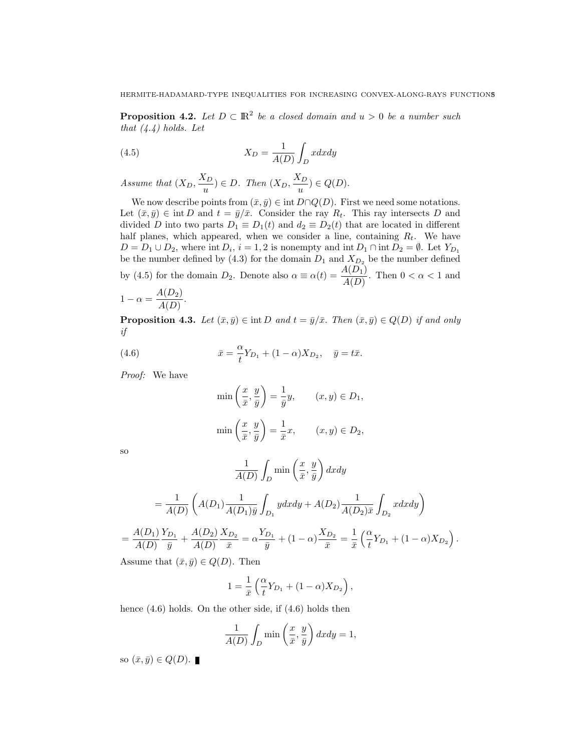**Proposition 4.2.** *Let $D \subset \mathbb{R}^2$ be a closed domain and $u > 0$ be a number such that (4.4) holds. Let*

$$X_D = \frac{1}{A(D)} \int_D x dx dy \tag{4.5}$$

*Assume that $(X_D, \frac{X_D}{u}) \in D$. Then $(X_D, \frac{X_D}{u}) \in Q(D)$.*

We now describe points from $(\bar{x}, \bar{y}) \in \operatorname{int} D \cap Q(D)$. First we need some notations. Let $(\bar{x}, \bar{y}) \in \operatorname{int} D$ and $t = \bar{y}/\bar{x}$. Consider the ray $R_t$. This ray intersects $D$ and divided $D$ into two parts $D_1 \equiv D_1(t)$ and $d_2 \equiv D_2(t)$ that are located in different half planes, which appeared, when we consider a line, containing $R_t$. We have $D = D_1 \cup D_2$, where $\operatorname{int} D_i$, $i = 1, 2$ is nonempty and $\operatorname{int} D_1 \cap \operatorname{int} D_2 = \emptyset$. Let $Y_{D_1}$ be the number defined by (4.3) for the domain $D_1$ and $X_{D_2}$ be the number defined by (4.5) for the domain $D_2$. Denote also $\alpha \equiv \alpha(t) = \dfrac{A(D_1)}{A(D)}$. Then $0 < \alpha < 1$ and $1 - \alpha = \dfrac{A(D_2)}{A(D)}$.

**Proposition 4.3.** *Let $(\bar{x}, \bar{y}) \in \operatorname{int} D$ and $t = \bar{y}/\bar{x}$. Then $(\bar{x}, \bar{y}) \in Q(D)$ if and only if*

$$\bar{x} = \frac{\alpha}{t} Y_{D_1} + (1 - \alpha) X_{D_2}, \quad \bar{y} = t\bar{x}. \tag{4.6}$$

*Proof:* We have

$$\min\left(\frac{x}{\bar{x}}, \frac{y}{\bar{y}}\right) = \frac{1}{\bar{y}} y, \qquad (x, y) \in D_1,$$

$$\min\left(\frac{x}{\bar{x}}, \frac{y}{\bar{y}}\right) = \frac{1}{\bar{x}} x, \qquad (x, y) \in D_2,$$

so

$$\frac{1}{A(D)} \int_D \min\left(\frac{x}{\bar{x}}, \frac{y}{\bar{y}}\right) dx dy$$

$$= \frac{1}{A(D)} \left( A(D_1) \frac{1}{A(D_1)\bar{y}} \int_{D_1} y dx dy + A(D_2) \frac{1}{A(D_2)\bar{x}} \int_{D_2} x dx dy \right)$$

$$= \frac{A(D_1)}{A(D)} \frac{Y_{D_1}}{\bar{y}} + \frac{A(D_2)}{A(D)} \frac{X_{D_2}}{\bar{x}} = \alpha \frac{Y_{D_1}}{\bar{y}} + (1 - \alpha) \frac{X_{D_2}}{\bar{x}} = \frac{1}{\bar{x}} \left( \frac{\alpha}{t} Y_{D_1} + (1 - \alpha) X_{D_2} \right).$$

Assume that $(\bar{x}, \bar{y}) \in Q(D)$. Then

$$1 = \frac{1}{\bar{x}} \left( \frac{\alpha}{t} Y_{D_1} + (1 - \alpha) X_{D_2} \right),$$

hence (4.6) holds. On the other side, if (4.6) holds then

$$\frac{1}{A(D)} \int_D \min\left(\frac{x}{\bar{x}}, \frac{y}{\bar{y}}\right) dx dy = 1,$$

so $(\bar{x}, \bar{y}) \in Q(D)$. ∎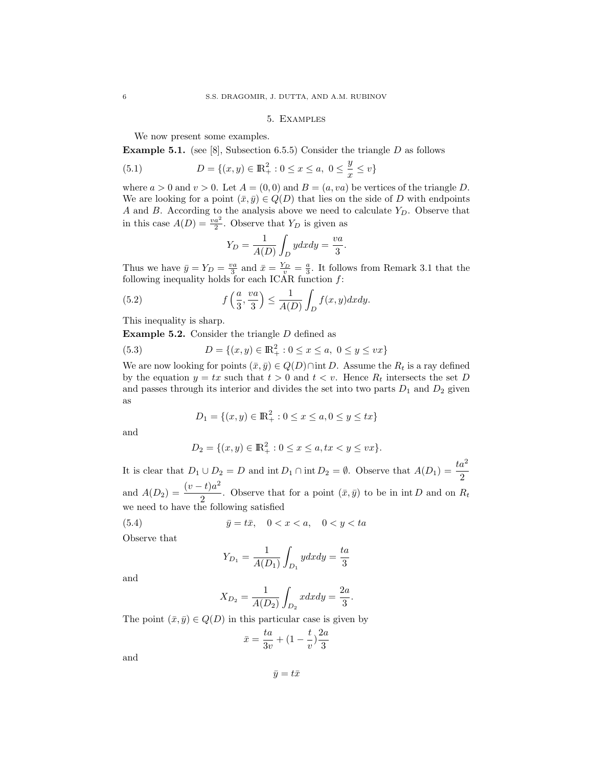## 5. Examples

We now present some examples.

**Example 5.1.** (see [8], Subsection 6.5.5) Consider the triangle $D$ as follows

$$D = \{(x, y) \in \mathbb{R}^2_+ : 0 \leq x \leq a,\ 0 \leq \frac{y}{x} \leq v\} \tag{5.1}$$

where $a > 0$ and $v > 0$. Let $A = (0, 0)$ and $B = (a, va)$ be vertices of the triangle $D$. We are looking for a point $(\bar{x}, \bar{y}) \in Q(D)$ that lies on the side of $D$ with endpoints $A$ and $B$. According to the analysis above we need to calculate $Y_D$. Observe that in this case $A(D) = \frac{va^2}{2}$. Observe that $Y_D$ is given as

$$Y_D = \frac{1}{A(D)} \int_D y dx dy = \frac{va}{3}.$$

Thus we have $\bar{y} = Y_D = \frac{va}{3}$ and $\bar{x} = \frac{Y_D}{v} = \frac{a}{3}$. It follows from Remark 3.1 that the following inequality holds for each ICAR function $f$:

$$f\left(\frac{a}{3}, \frac{va}{3}\right) \leq \frac{1}{A(D)} \int_D f(x, y) dx dy. \tag{5.2}$$

This inequality is sharp.

**Example 5.2.** Consider the triangle $D$ defined as

$$D = \{(x, y) \in \mathbb{R}^2_+ : 0 \leq x \leq a,\ 0 \leq y \leq vx\} \tag{5.3}$$

We are now looking for points $(\bar{x}, \bar{y}) \in Q(D) \cap \operatorname{int} D$. Assume the $R_t$ is a ray defined by the equation $y = tx$ such that $t > 0$ and $t < v$. Hence $R_t$ intersects the set $D$ and passes through its interior and divides the set into two parts $D_1$ and $D_2$ given as

$$D_1 = \{(x, y) \in \mathbb{R}^2_+ : 0 \leq x \leq a, 0 \leq y \leq tx\}$$

and

$$D_2 = \{(x, y) \in \mathbb{R}^2_+ : 0 \leq x \leq a, tx < y \leq vx\}.$$

It is clear that $D_1 \cup D_2 = D$ and $\operatorname{int} D_1 \cap \operatorname{int} D_2 = \emptyset$. Observe that $A(D_1) = \dfrac{ta^2}{2}$ and $A(D_2) = \dfrac{(v-t)a^2}{2}$. Observe that for a point $(\bar{x}, \bar{y})$ to be in $\operatorname{int} D$ and on $R_t$ we need to have the following satisfied

$$\bar{y} = t\bar{x}, \quad 0 < x < a, \quad 0 < y < ta \tag{5.4}$$

Observe that

$$Y_{D_1} = \frac{1}{A(D_1)} \int_{D_1} y dx dy = \frac{ta}{3}$$

and

$$X_{D_2} = \frac{1}{A(D_2)} \int_{D_2} x dx dy = \frac{2a}{3}.$$

The point $(\bar{x}, \bar{y}) \in Q(D)$ in this particular case is given by

$$\bar{x} = \frac{ta}{3v} + (1 - \frac{t}{v})\frac{2a}{3}$$

and

$$\bar{y} = t\bar{x}$$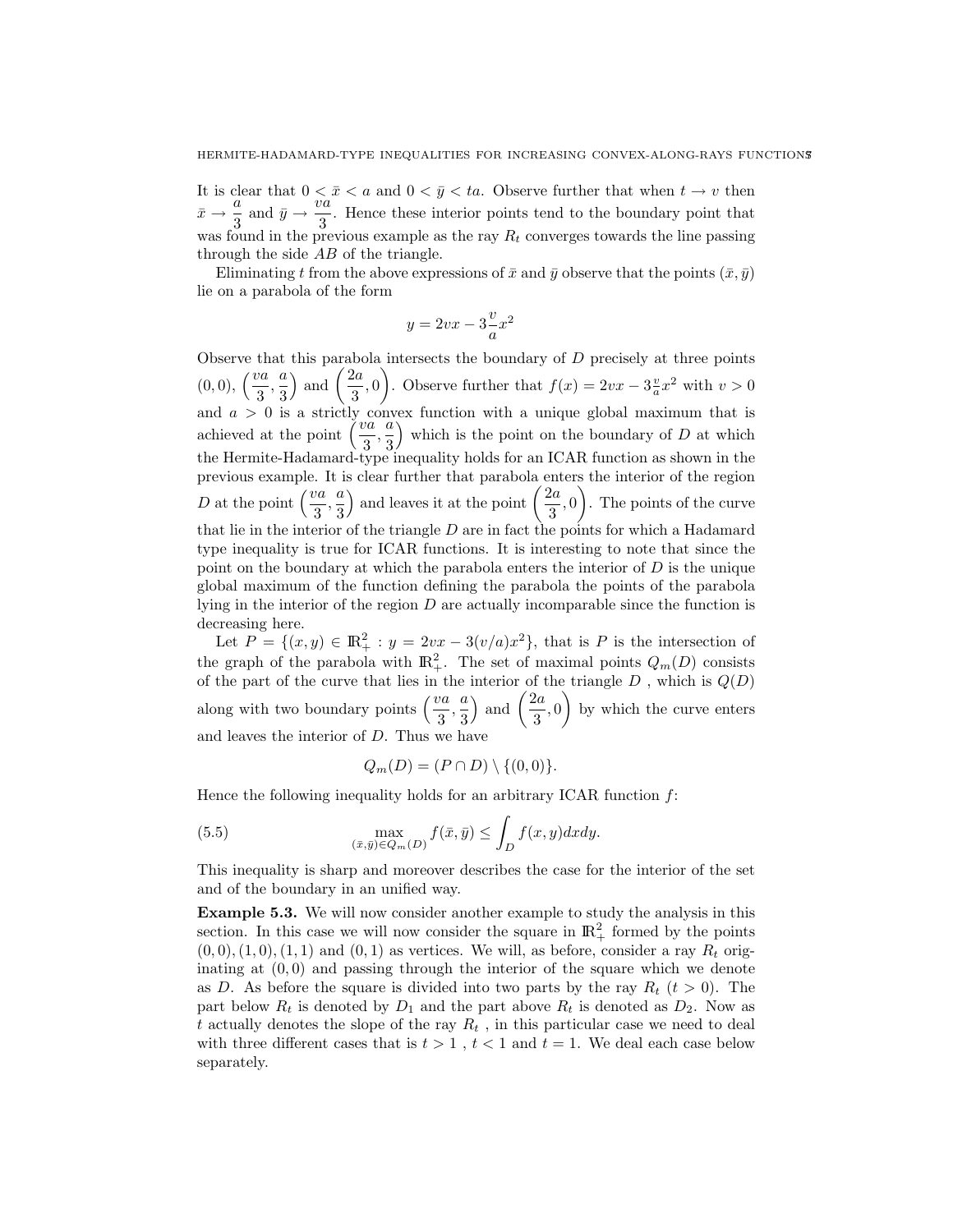It is clear that $0 < \bar{x} < a$ and $0 < \bar{y} < ta$. Observe further that when $t \to v$ then $\bar{x} \to \dfrac{a}{3}$ and $\bar{y} \to \dfrac{va}{3}$. Hence these interior points tend to the boundary point that was found in the previous example as the ray $R_t$ converges towards the line passing through the side $AB$ of the triangle.

Eliminating $t$ from the above expressions of $\bar{x}$ and $\bar{y}$ observe that the points $(\bar{x}, \bar{y})$ lie on a parabola of the form

$$y = 2vx - 3\frac{v}{a}x^2$$

Observe that this parabola intersects the boundary of $D$ precisely at three points $(0, 0)$, $\left(\dfrac{va}{3}, \dfrac{a}{3}\right)$ and $\left(\dfrac{2a}{3}, 0\right)$. Observe further that $f(x) = 2vx - 3\frac{v}{a}x^2$ with $v > 0$ and $a > 0$ is a strictly convex function with a unique global maximum that is achieved at the point $\left(\dfrac{va}{3}, \dfrac{a}{3}\right)$ which is the point on the boundary of $D$ at which the Hermite-Hadamard-type inequality holds for an ICAR function as shown in the previous example. It is clear further that parabola enters the interior of the region $D$ at the point $\left(\dfrac{va}{3}, \dfrac{a}{3}\right)$ and leaves it at the point $\left(\dfrac{2a}{3}, 0\right)$. The points of the curve that lie in the interior of the triangle $D$ are in fact the points for which a Hadamard type inequality is true for ICAR functions. It is interesting to note that since the point on the boundary at which the parabola enters the interior of $D$ is the unique global maximum of the function defining the parabola the points of the parabola lying in the interior of the region $D$ are actually incomparable since the function is decreasing here.

Let $P = \{(x, y) \in \mathbb{R}^2_+ : y = 2vx - 3(v/a)x^2\}$, that is $P$ is the intersection of the graph of the parabola with $\mathbb{R}^2_+$. The set of maximal points $Q_m(D)$ consists of the part of the curve that lies in the interior of the triangle $D$ , which is $Q(D)$ along with two boundary points $\left(\dfrac{va}{3}, \dfrac{a}{3}\right)$ and $\left(\dfrac{2a}{3}, 0\right)$ by which the curve enters and leaves the interior of $D$. Thus we have

$$Q_m(D) = (P \cap D) \setminus \{(0, 0)\}.$$

Hence the following inequality holds for an arbitrary ICAR function $f$:

$$\max_{(\bar{x}, \bar{y}) \in Q_m(D)} f(\bar{x}, \bar{y}) \le \int_D f(x, y)dxdy. \tag{5.5}$$

This inequality is sharp and moreover describes the case for the interior of the set and of the boundary in an unified way.

**Example 5.3.** We will now consider another example to study the analysis in this section. In this case we will now consider the square in $\mathbb{R}^2_+$ formed by the points $(0, 0), (1, 0), (1, 1)$ and $(0, 1)$ as vertices. We will, as before, consider a ray $R_t$ originating at $(0, 0)$ and passing through the interior of the square which we denote as $D$. As before the square is divided into two parts by the ray $R_t$ $(t > 0)$. The part below $R_t$ is denoted by $D_1$ and the part above $R_t$ is denoted as $D_2$. Now as $t$ actually denotes the slope of the ray $R_t$ , in this particular case we need to deal with three different cases that is $t > 1$ , $t < 1$ and $t = 1$. We deal each case below separately.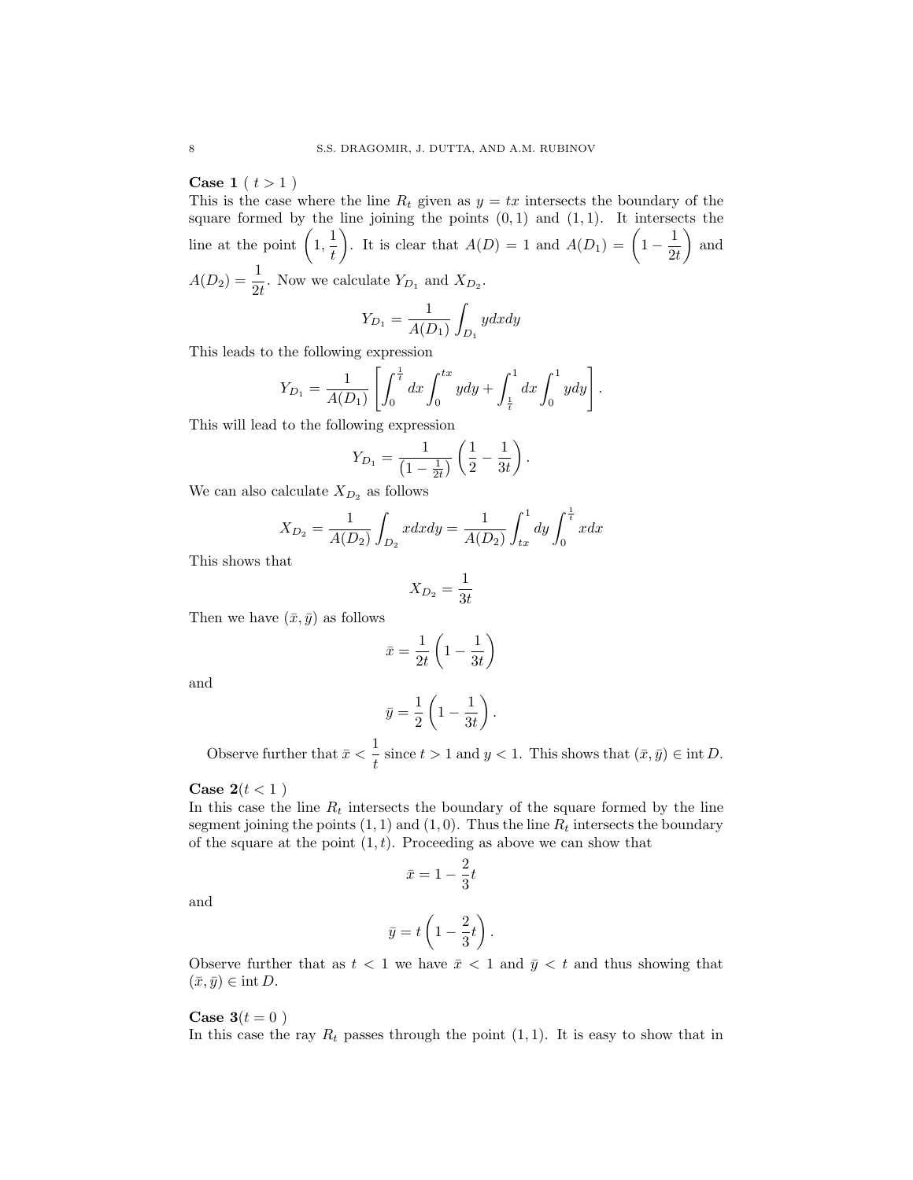**Case 1** ( $t > 1$ )
This is the case where the line $R_t$ given as $y = tx$ intersects the boundary of the square formed by the line joining the points $(0, 1)$ and $(1, 1)$. It intersects the line at the point $\left(1, \frac{1}{t}\right)$. It is clear that $A(D) = 1$ and $A(D_1) = \left(1 - \frac{1}{2t}\right)$ and $A(D_2) = \frac{1}{2t}$. Now we calculate $Y_{D_1}$ and $X_{D_2}$.

$$Y_{D_1} = \frac{1}{A(D_1)} \int_{D_1} y dx dy$$

This leads to the following expression

$$Y_{D_1} = \frac{1}{A(D_1)} \left[ \int_0^{\frac{1}{t}} dx \int_0^{tx} y dy + \int_{\frac{1}{t}}^1 dx \int_0^1 y dy \right].$$

This will lead to the following expression

$$Y_{D_1} = \frac{1}{\left(1 - \frac{1}{2t}\right)} \left( \frac{1}{2} - \frac{1}{3t} \right).$$

We can also calculate $X_{D_2}$ as follows

$$X_{D_2} = \frac{1}{A(D_2)} \int_{D_2} x dx dy = \frac{1}{A(D_2)} \int_{tx}^1 dy \int_0^{\frac{1}{t}} x dx$$

This shows that

$$X_{D_2} = \frac{1}{3t}$$

Then we have $(\bar{x}, \bar{y})$ as follows

$$\bar{x} = \frac{1}{2t} \left( 1 - \frac{1}{3t} \right)$$

and

$$\bar{y} = \frac{1}{2} \left( 1 - \frac{1}{3t} \right).$$

Observe further that $\bar{x} < \frac{1}{t}$ since $t > 1$ and $y < 1$. This shows that $(\bar{x}, \bar{y}) \in \operatorname{int} D$.

**Case 2**($t < 1$ )
In this case the line $R_t$ intersects the boundary of the square formed by the line segment joining the points $(1, 1)$ and $(1, 0)$. Thus the line $R_t$ intersects the boundary of the square at the point $(1, t)$. Proceeding as above we can show that

$$\bar{x} = 1 - \frac{2}{3} t$$

and

$$\bar{y} = t \left( 1 - \frac{2}{3} t \right).$$

Observe further that as $t < 1$ we have $\bar{x} < 1$ and $\bar{y} < t$ and thus showing that $(\bar{x}, \bar{y}) \in \operatorname{int} D$.

**Case 3**($t = 0$ )
In this case the ray $R_t$ passes through the point $(1, 1)$. It is easy to show that in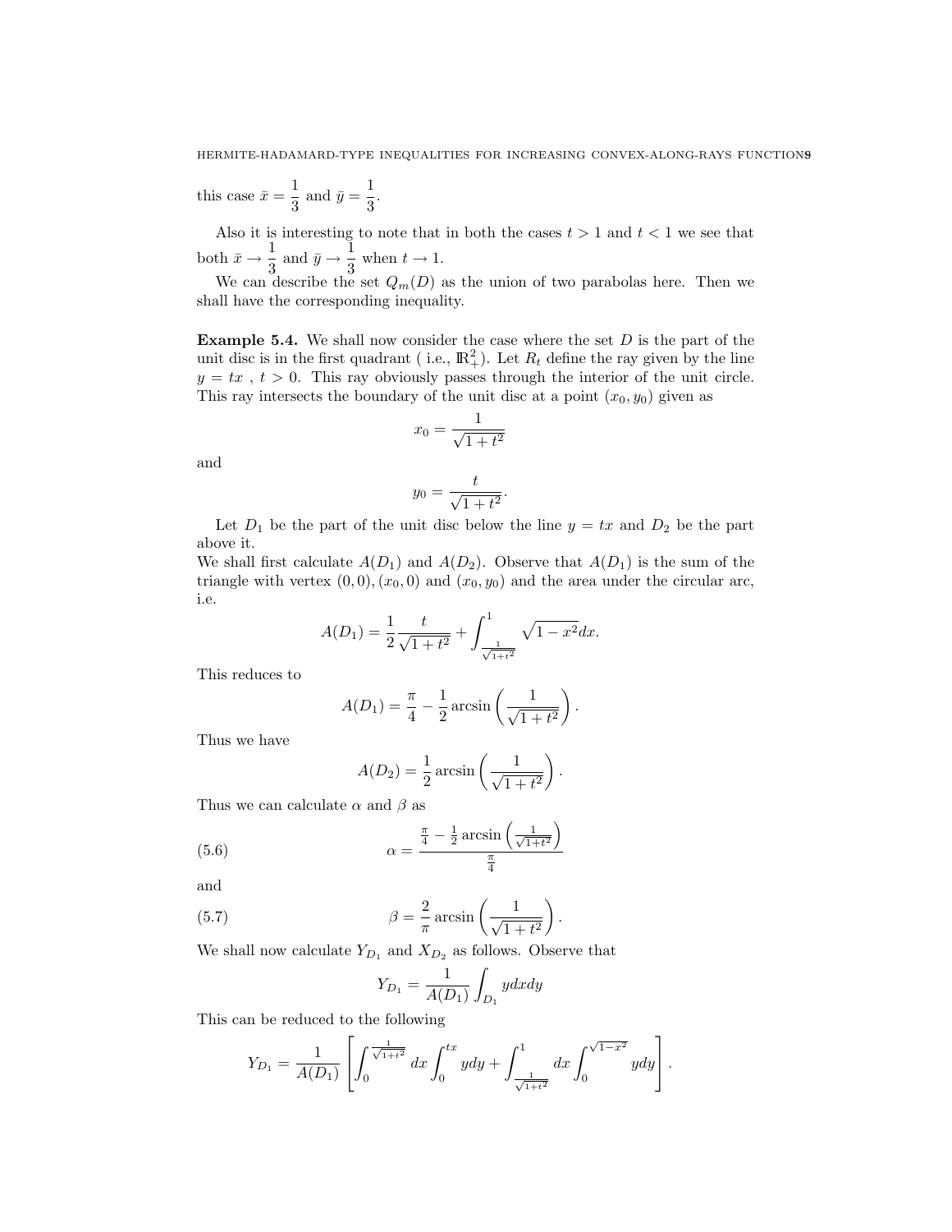this case $\bar{x} = \dfrac{1}{3}$ and $\bar{y} = \dfrac{1}{3}$.

Also it is interesting to note that in both the cases $t > 1$ and $t < 1$ we see that both $\bar{x} \to \dfrac{1}{3}$ and $\bar{y} \to \dfrac{1}{3}$ when $t \to 1$.

We can describe the set $Q_m(D)$ as the union of two parabolas here. Then we shall have the corresponding inequality.

**Example 5.4.** We shall now consider the case where the set $D$ is the part of the unit disc is in the first quadrant ( i.e., $\mathbb{R}^2_+$). Let $R_t$ define the ray given by the line $y = tx$ , $t > 0$. This ray obviously passes through the interior of the unit circle. This ray intersects the boundary of the unit disc at a point $(x_0, y_0)$ given as

$$x_0 = \frac{1}{\sqrt{1+t^2}}$$

and

$$y_0 = \frac{t}{\sqrt{1+t^2}}.$$

Let $D_1$ be the part of the unit disc below the line $y = tx$ and $D_2$ be the part above it.

We shall first calculate $A(D_1)$ and $A(D_2)$. Observe that $A(D_1)$ is the sum of the triangle with vertex $(0,0), (x_0, 0)$ and $(x_0, y_0)$ and the area under the circular arc, i.e.

$$A(D_1) = \frac{1}{2}\frac{t}{\sqrt{1+t^2}} + \int_{\frac{1}{\sqrt{1+t^2}}}^{1} \sqrt{1-x^2}dx.$$

This reduces to

$$A(D_1) = \frac{\pi}{4} - \frac{1}{2}\arcsin\left(\frac{1}{\sqrt{1+t^2}}\right).$$

Thus we have

$$A(D_2) = \frac{1}{2}\arcsin\left(\frac{1}{\sqrt{1+t^2}}\right).$$

Thus we can calculate $\alpha$ and $\beta$ as

$$\alpha = \frac{\frac{\pi}{4} - \frac{1}{2}\arcsin\left(\frac{1}{\sqrt{1+t^2}}\right)}{\frac{\pi}{4}} \tag{5.6}$$

and

$$\beta = \frac{2}{\pi}\arcsin\left(\frac{1}{\sqrt{1+t^2}}\right). \tag{5.7}$$

We shall now calculate $Y_{D_1}$ and $X_{D_2}$ as follows. Observe that

$$Y_{D_1} = \frac{1}{A(D_1)}\int_{D_1} ydxdy$$

This can be reduced to the following

$$Y_{D_1} = \frac{1}{A(D_1)}\left[\int_0^{\frac{1}{\sqrt{1+t^2}}} dx \int_0^{tx} ydy + \int_{\frac{1}{\sqrt{1+t^2}}}^{1} dx \int_0^{\sqrt{1-x^2}} ydy\right].$$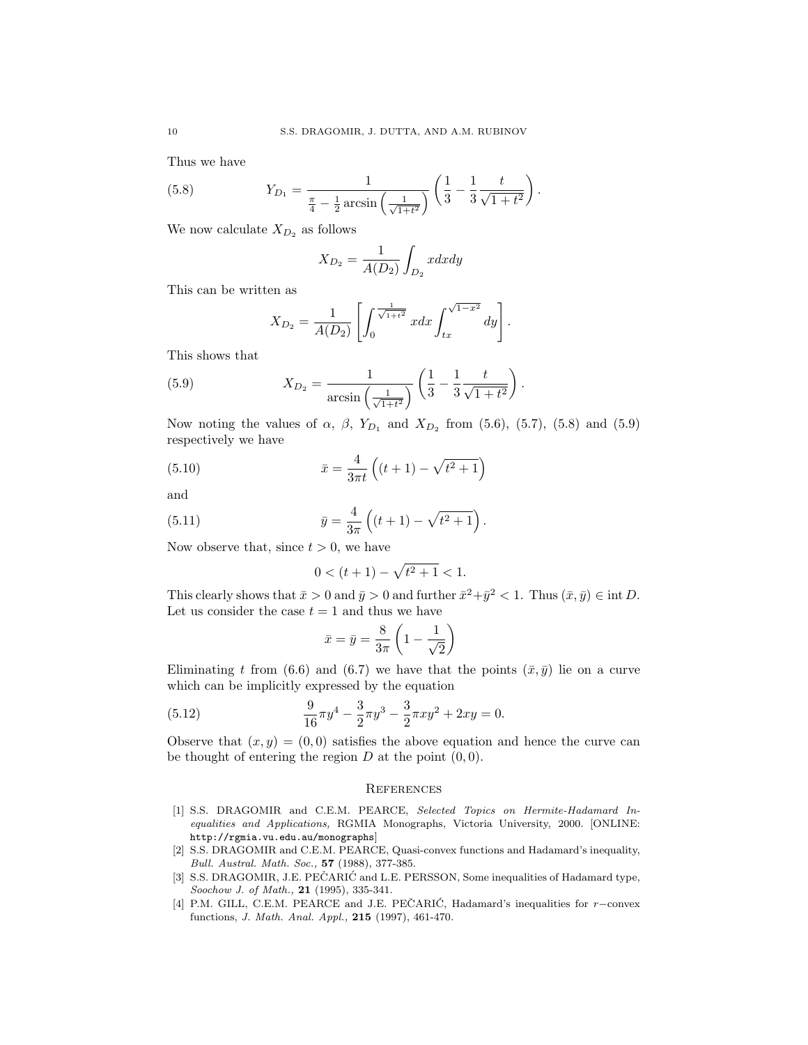Thus we have

$$Y_{D_1} = \frac{1}{\frac{\pi}{4} - \frac{1}{2}\arcsin\left(\frac{1}{\sqrt{1+t^2}}\right)} \left(\frac{1}{3} - \frac{1}{3}\frac{t}{\sqrt{1+t^2}}\right). \tag{5.8}$$

We now calculate $X_{D_2}$ as follows

$$X_{D_2} = \frac{1}{A(D_2)} \int_{D_2} x dx dy$$

This can be written as

$$X_{D_2} = \frac{1}{A(D_2)} \left[ \int_0^{\frac{1}{\sqrt{1+t^2}}} x dx \int_{tx}^{\sqrt{1-x^2}} dy \right].$$

This shows that

$$X_{D_2} = \frac{1}{\arcsin\left(\frac{1}{\sqrt{1+t^2}}\right)} \left(\frac{1}{3} - \frac{1}{3}\frac{t}{\sqrt{1+t^2}}\right). \tag{5.9}$$

Now noting the values of $\alpha$, $\beta$, $Y_{D_1}$ and $X_{D_2}$ from (5.6), (5.7), (5.8) and (5.9) respectively we have

$$\bar{x} = \frac{4}{3\pi t}\left((t+1) - \sqrt{t^2+1}\right) \tag{5.10}$$

and

$$\bar{y} = \frac{4}{3\pi}\left((t+1) - \sqrt{t^2+1}\right). \tag{5.11}$$

Now observe that, since $t > 0$, we have

$$0 < (t+1) - \sqrt{t^2+1} < 1.$$

This clearly shows that $\bar{x} > 0$ and $\bar{y} > 0$ and further $\bar{x}^2 + \bar{y}^2 < 1$. Thus $(\bar{x}, \bar{y}) \in \operatorname{int} D$. Let us consider the case $t = 1$ and thus we have

$$\bar{x} = \bar{y} = \frac{8}{3\pi}\left(1 - \frac{1}{\sqrt{2}}\right)$$

Eliminating $t$ from (6.6) and (6.7) we have that the points $(\bar{x}, \bar{y})$ lie on a curve which can be implicitly expressed by the equation

$$\frac{9}{16}\pi y^4 - \frac{3}{2}\pi y^3 - \frac{3}{2}\pi x y^2 + 2xy = 0. \tag{5.12}$$

Observe that $(x, y) = (0, 0)$ satisfies the above equation and hence the curve can be thought of entering the region $D$ at the point $(0, 0)$.

## References

[1] S.S. DRAGOMIR and C.E.M. PEARCE, *Selected Topics on Hermite-Hadamard Inequalities and Applications,* RGMIA Monographs, Victoria University, 2000. [ONLINE: http://rgmia.vu.edu.au/monographs]

[2] S.S. DRAGOMIR and C.E.M. PEARCE, Quasi-convex functions and Hadamard's inequality, *Bull. Austral. Math. Soc.,* **57** (1988), 377-385.

[3] S.S. DRAGOMIR, J.E. PEČARIĆ and L.E. PERSSON, Some inequalities of Hadamard type, *Soochow J. of Math.,* **21** (1995), 335-341.

[4] P.M. GILL, C.E.M. PEARCE and J.E. PEČARIĆ, Hadamard's inequalities for $r-$convex functions, *J. Math. Anal. Appl.,* **215** (1997), 461-470.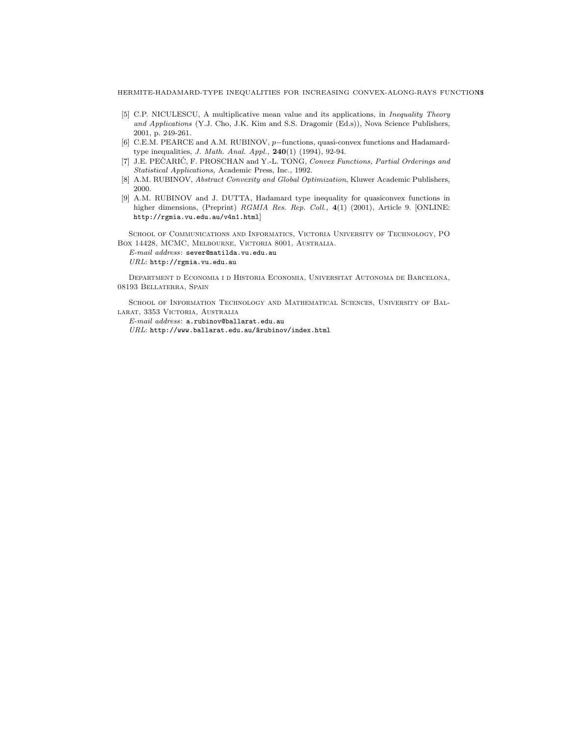[5] C.P. NICULESCU, A multiplicative mean value and its applications, in *Inequality Theory and Applications* (Y.J. Cho, J.K. Kim and S.S. Dragomir (Ed.s)), Nova Science Publishers, 2001, p. 249-261.

[6] C.E.M. PEARCE and A.M. RUBINOV, $p-$functions, quasi-convex functions and Hadamard-type inequalities, *J. Math. Anal. Appl.,* **240**(1) (1994), 92-94.

[7] J.E. PEČARIĆ, F. PROSCHAN and Y.-L. TONG, *Convex Functions, Partial Orderings and Statistical Applications,* Academic Press, Inc., 1992.

[8] A.M. RUBINOV, *Abstract Convexity and Global Optimization*, Kluwer Academic Publishers, 2000.

[9] A.M. RUBINOV and J. DUTTA, Hadamard type inequality for quasiconvex functions in higher dimensions, (Preprint) *RGMIA Res. Rep. Coll.,* **4**(1) (2001), Article 9. [ONLINE: http://rgmia.vu.edu.au/v4n1.html]

School of Communications and Informatics, Victoria University of Technology, PO Box 14428, MCMC, Melbourne, Victoria 8001, Australia.

*E-mail address*: sever@matilda.vu.edu.au

*URL*: http://rgmia.vu.edu.au

Department d Economia i d Historia Economia, Universitat Autonoma de Barcelona, 08193 Bellaterra, Spain

School of Information Technology and Mathematical Sciences, University of Ballarat, 3353 Victoria, Australia

*E-mail address*: a.rubinov@ballarat.edu.au

*URL*: http://www.ballarat.edu.au/ãrubinov/index.html